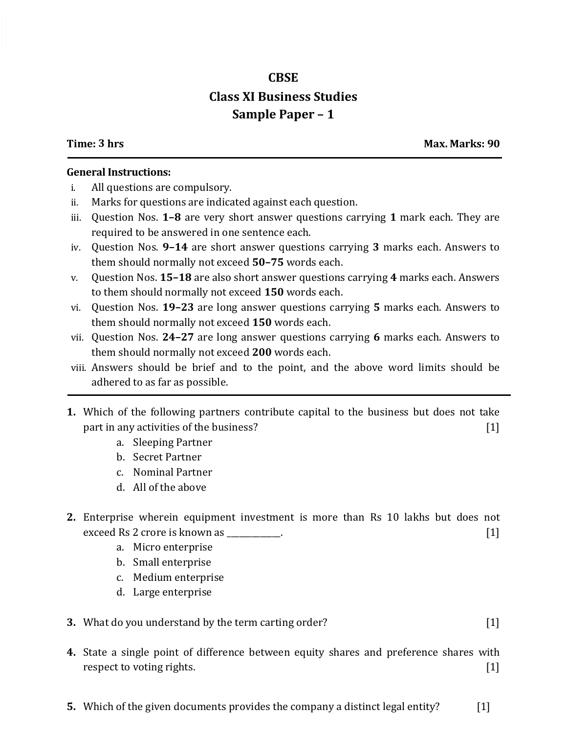# CBSE
## Class XI Business Studies
## Sample Paper – 1

**Time: 3 hrs** **Max. Marks: 90**

---

**General Instructions:**

i. All questions are compulsory.

ii. Marks for questions are indicated against each question.

iii. Question Nos. **1–8** are very short answer questions carrying **1** mark each. They are required to be answered in one sentence each.

iv. Question Nos. **9–14** are short answer questions carrying **3** marks each. Answers to them should normally not exceed **50–75** words each.

v. Question Nos. **15–18** are also short answer questions carrying **4** marks each. Answers to them should normally not exceed **150** words each.

vi. Question Nos. **19–23** are long answer questions carrying **5** marks each. Answers to them should normally not exceed **150** words each.

vii. Question Nos. **24–27** are long answer questions carrying **6** marks each. Answers to them should normally not exceed **200** words each.

viii. Answers should be brief and to the point, and the above word limits should be adhered to as far as possible.

---

**1.** Which of the following partners contribute capital to the business but does not take part in any activities of the business? [1]

a. Sleeping Partner
b. Secret Partner
c. Nominal Partner
d. All of the above

**2.** Enterprise wherein equipment investment is more than Rs 10 lakhs but does not exceed Rs 2 crore is known as _____________. [1]

a. Micro enterprise
b. Small enterprise
c. Medium enterprise
d. Large enterprise

**3.** What do you understand by the term carting order? [1]

**4.** State a single point of difference between equity shares and preference shares with respect to voting rights. [1]

**5.** Which of the given documents provides the company a distinct legal entity? [1]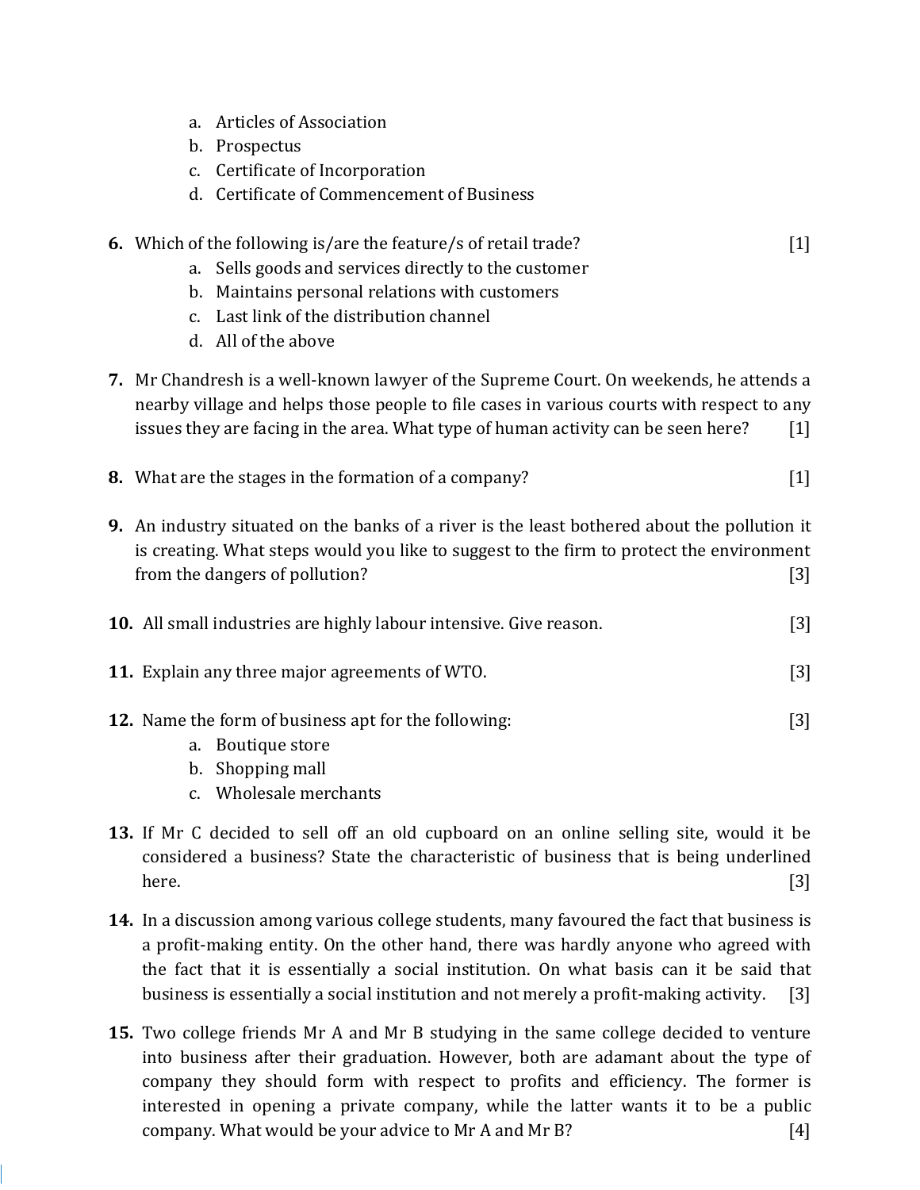a. Articles of Association
b. Prospectus
c. Certificate of Incorporation
d. Certificate of Commencement of Business

**6.** Which of the following is/are the feature/s of retail trade? [1]

a. Sells goods and services directly to the customer
b. Maintains personal relations with customers
c. Last link of the distribution channel
d. All of the above

**7.** Mr Chandresh is a well-known lawyer of the Supreme Court. On weekends, he attends a nearby village and helps those people to file cases in various courts with respect to any issues they are facing in the area. What type of human activity can be seen here? [1]

**8.** What are the stages in the formation of a company? [1]

**9.** An industry situated on the banks of a river is the least bothered about the pollution it is creating. What steps would you like to suggest to the firm to protect the environment from the dangers of pollution? [3]

**10.** All small industries are highly labour intensive. Give reason. [3]

**11.** Explain any three major agreements of WTO. [3]

**12.** Name the form of business apt for the following: [3]

a. Boutique store
b. Shopping mall
c. Wholesale merchants

**13.** If Mr C decided to sell off an old cupboard on an online selling site, would it be considered a business? State the characteristic of business that is being underlined here. [3]

**14.** In a discussion among various college students, many favoured the fact that business is a profit-making entity. On the other hand, there was hardly anyone who agreed with the fact that it is essentially a social institution. On what basis can it be said that business is essentially a social institution and not merely a profit-making activity. [3]

**15.** Two college friends Mr A and Mr B studying in the same college decided to venture into business after their graduation. However, both are adamant about the type of company they should form with respect to profits and efficiency. The former is interested in opening a private company, while the latter wants it to be a public company. What would be your advice to Mr A and Mr B? [4]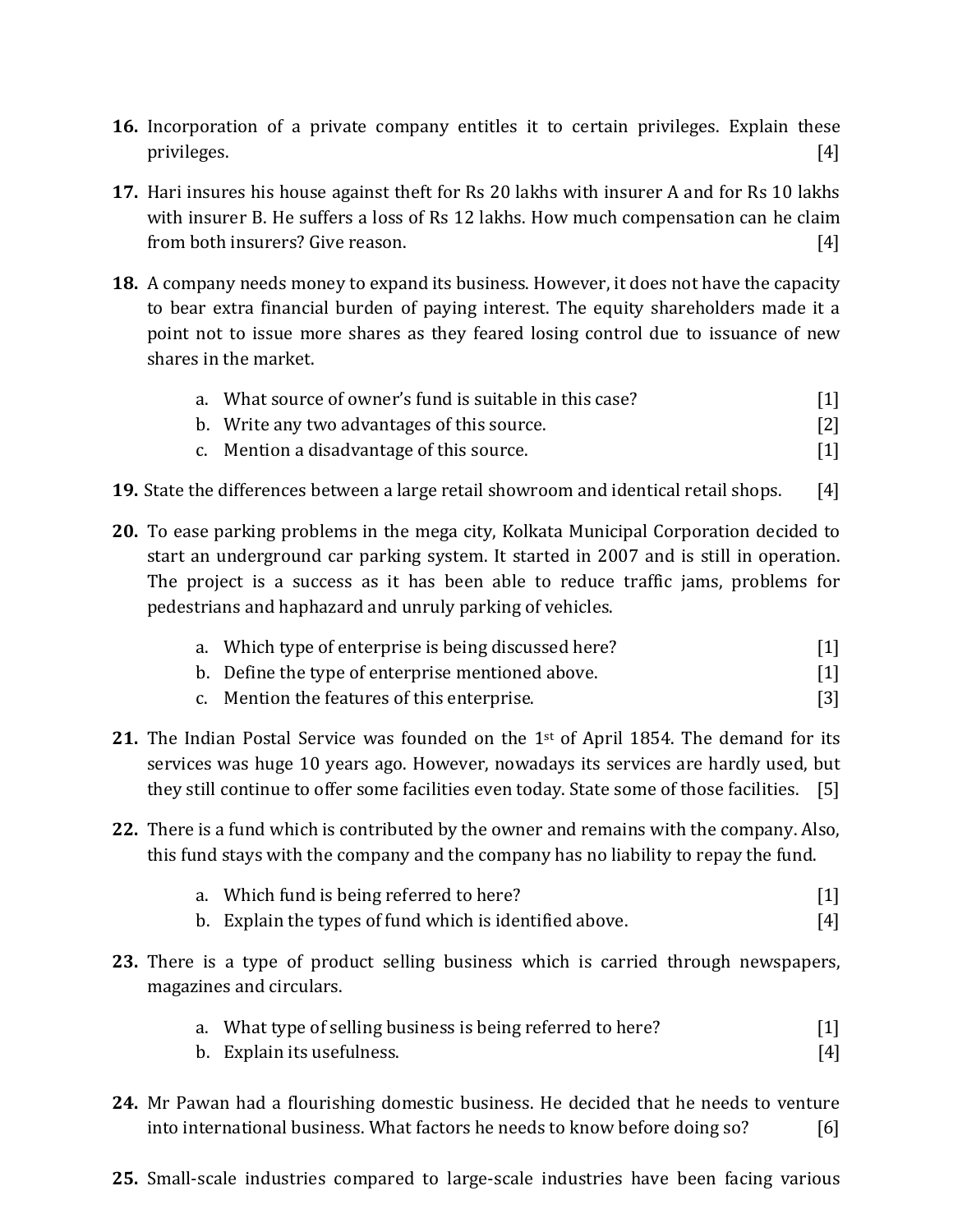**16.** Incorporation of a private company entitles it to certain privileges. Explain these privileges. [4]

**17.** Hari insures his house against theft for Rs 20 lakhs with insurer A and for Rs 10 lakhs with insurer B. He suffers a loss of Rs 12 lakhs. How much compensation can he claim from both insurers? Give reason. [4]

**18.** A company needs money to expand its business. However, it does not have the capacity to bear extra financial burden of paying interest. The equity shareholders made it a point not to issue more shares as they feared losing control due to issuance of new shares in the market.

a. What source of owner's fund is suitable in this case? [1]
b. Write any two advantages of this source. [2]
c. Mention a disadvantage of this source. [1]

**19.** State the differences between a large retail showroom and identical retail shops. [4]

**20.** To ease parking problems in the mega city, Kolkata Municipal Corporation decided to start an underground car parking system. It started in 2007 and is still in operation. The project is a success as it has been able to reduce traffic jams, problems for pedestrians and haphazard and unruly parking of vehicles.

a. Which type of enterprise is being discussed here? [1]
b. Define the type of enterprise mentioned above. [1]
c. Mention the features of this enterprise. [3]

**21.** The Indian Postal Service was founded on the 1st of April 1854. The demand for its services was huge 10 years ago. However, nowadays its services are hardly used, but they still continue to offer some facilities even today. State some of those facilities. [5]

**22.** There is a fund which is contributed by the owner and remains with the company. Also, this fund stays with the company and the company has no liability to repay the fund.

a. Which fund is being referred to here? [1]
b. Explain the types of fund which is identified above. [4]

**23.** There is a type of product selling business which is carried through newspapers, magazines and circulars.

a. What type of selling business is being referred to here? [1]
b. Explain its usefulness. [4]

**24.** Mr Pawan had a flourishing domestic business. He decided that he needs to venture into international business. What factors he needs to know before doing so? [6]

**25.** Small-scale industries compared to large-scale industries have been facing various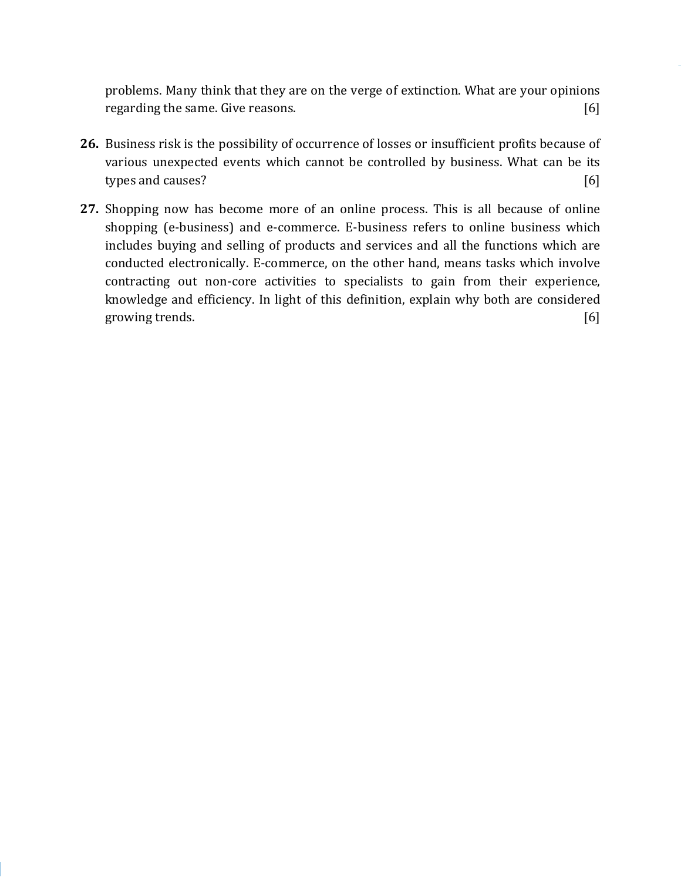problems. Many think that they are on the verge of extinction. What are your opinions regarding the same. Give reasons. [6]

**26.** Business risk is the possibility of occurrence of losses or insufficient profits because of various unexpected events which cannot be controlled by business. What can be its types and causes? [6]

**27.** Shopping now has become more of an online process. This is all because of online shopping (e-business) and e-commerce. E-business refers to online business which includes buying and selling of products and services and all the functions which are conducted electronically. E-commerce, on the other hand, means tasks which involve contracting out non-core activities to specialists to gain from their experience, knowledge and efficiency. In light of this definition, explain why both are considered growing trends. [6]